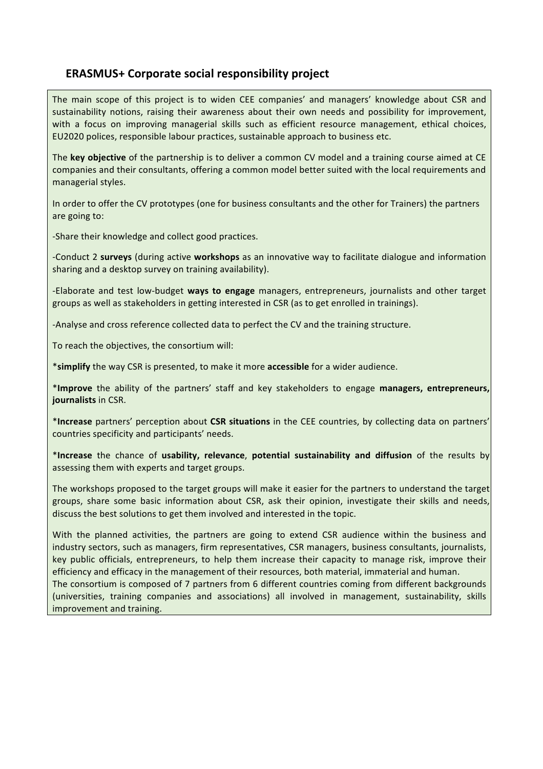## ERASMUS+ Corporate social responsibility project

The main scope of this project is to widen CEE companies' and managers' knowledge about CSR and sustainability notions, raising their awareness about their own needs and possibility for improvement, with a focus on improving managerial skills such as efficient resource management, ethical choices, EU2020 polices, responsible labour practices, sustainable approach to business etc.

The **key objective** of the partnership is to deliver a common CV model and a training course aimed at CE companies and their consultants, offering a common model better suited with the local requirements and managerial styles.

In order to offer the CV prototypes (one for business consultants and the other for Trainers) the partners are going to:

-Share their knowledge and collect good practices.

-Conduct 2 **surveys** (during active **workshops** as an innovative way to facilitate dialogue and information sharing and a desktop survey on training availability).

-Elaborate and test low-budget **ways to engage** managers, entrepreneurs, journalists and other target groups as well as stakeholders in getting interested in CSR (as to get enrolled in trainings).

-Analyse and cross reference collected data to perfect the CV and the training structure.

To reach the objectives, the consortium will:

*__simplify__ the way CSR is presented, to make it more **accessible** for a wider audience.

*__Improve__ the ability of the partners' staff and key stakeholders to engage **managers, entrepreneurs, journalists** in CSR.

*__Increase__ partners' perception about **CSR situations** in the CEE countries, by collecting data on partners' countries specificity and participants' needs.

*__Increase__ the chance of **usability, relevance**, **potential sustainability and diffusion** of the results by assessing them with experts and target groups.

The workshops proposed to the target groups will make it easier for the partners to understand the target groups, share some basic information about CSR, ask their opinion, investigate their skills and needs, discuss the best solutions to get them involved and interested in the topic.

With the planned activities, the partners are going to extend CSR audience within the business and industry sectors, such as managers, firm representatives, CSR managers, business consultants, journalists, key public officials, entrepreneurs, to help them increase their capacity to manage risk, improve their efficiency and efficacy in the management of their resources, both material, immaterial and human.
The consortium is composed of 7 partners from 6 different countries coming from different backgrounds (universities, training companies and associations) all involved in management, sustainability, skills improvement and training.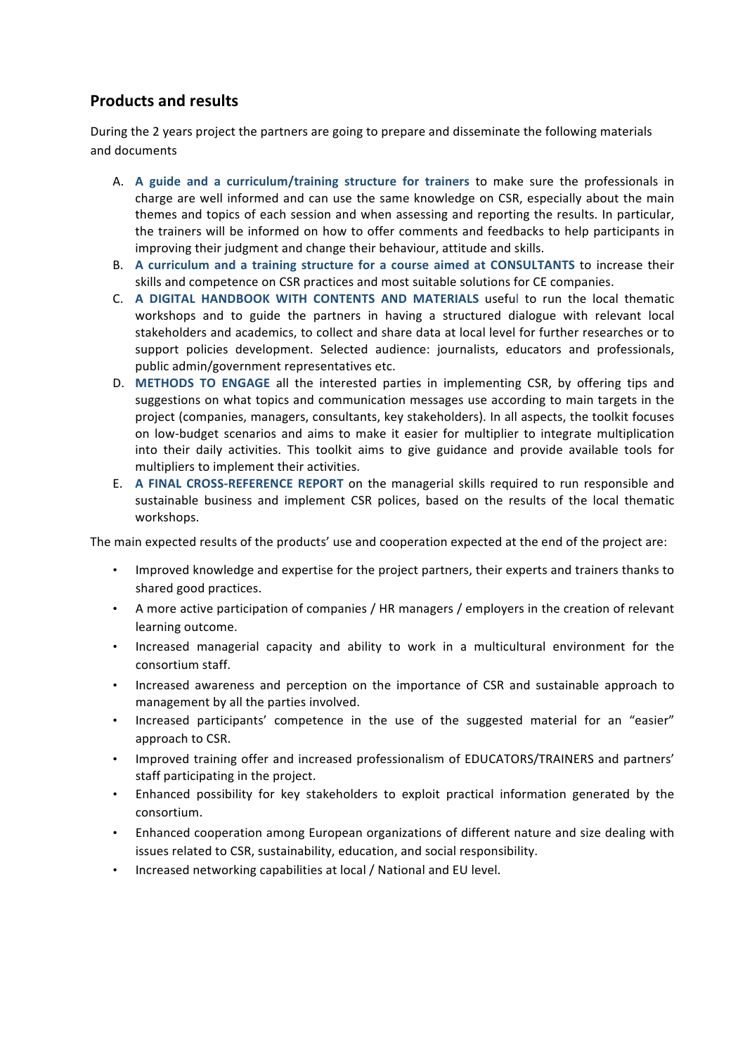## Products and results

During the 2 years project the partners are going to prepare and disseminate the following materials and documents

A. **A guide and a curriculum/training structure for trainers** to make sure the professionals in charge are well informed and can use the same knowledge on CSR, especially about the main themes and topics of each session and when assessing and reporting the results. In particular, the trainers will be informed on how to offer comments and feedbacks to help participants in improving their judgment and change their behaviour, attitude and skills.
B. **A curriculum and a training structure for a course aimed at CONSULTANTS** to increase their skills and competence on CSR practices and most suitable solutions for CE companies.
C. **A DIGITAL HANDBOOK WITH CONTENTS AND MATERIALS** useful to run the local thematic workshops and to guide the partners in having a structured dialogue with relevant local stakeholders and academics, to collect and share data at local level for further researches or to support policies development. Selected audience: journalists, educators and professionals, public admin/government representatives etc.
D. **METHODS TO ENGAGE** all the interested parties in implementing CSR, by offering tips and suggestions on what topics and communication messages use according to main targets in the project (companies, managers, consultants, key stakeholders). In all aspects, the toolkit focuses on low-budget scenarios and aims to make it easier for multiplier to integrate multiplication into their daily activities. This toolkit aims to give guidance and provide available tools for multipliers to implement their activities.
E. **A FINAL CROSS-REFERENCE REPORT** on the managerial skills required to run responsible and sustainable business and implement CSR polices, based on the results of the local thematic workshops.

The main expected results of the products' use and cooperation expected at the end of the project are:

- Improved knowledge and expertise for the project partners, their experts and trainers thanks to shared good practices.
- A more active participation of companies / HR managers / employers in the creation of relevant learning outcome.
- Increased managerial capacity and ability to work in a multicultural environment for the consortium staff.
- Increased awareness and perception on the importance of CSR and sustainable approach to management by all the parties involved.
- Increased participants' competence in the use of the suggested material for an "easier" approach to CSR.
- Improved training offer and increased professionalism of EDUCATORS/TRAINERS and partners' staff participating in the project.
- Enhanced possibility for key stakeholders to exploit practical information generated by the consortium.
- Enhanced cooperation among European organizations of different nature and size dealing with issues related to CSR, sustainability, education, and social responsibility.
- Increased networking capabilities at local / National and EU level.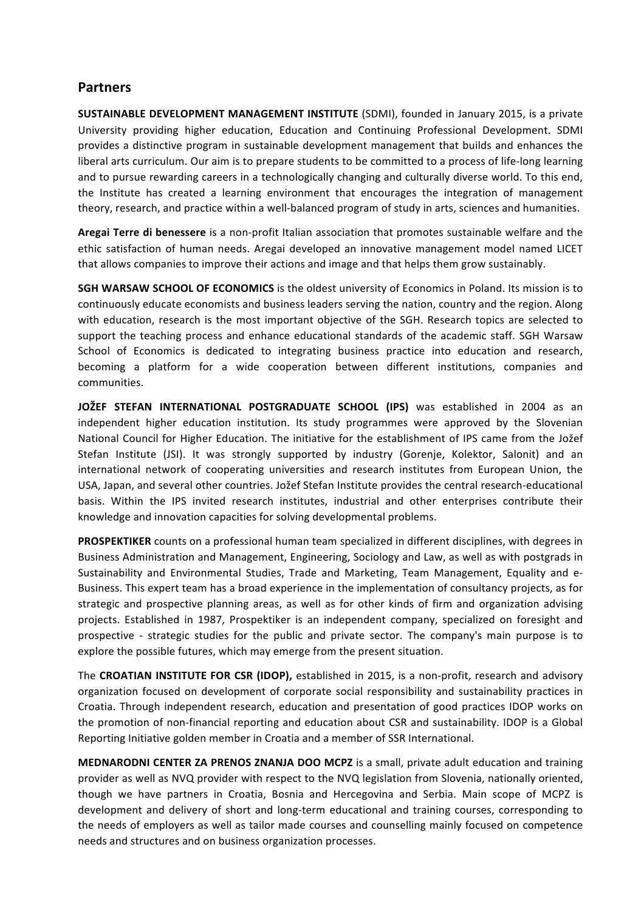## Partners

**SUSTAINABLE DEVELOPMENT MANAGEMENT INSTITUTE** (SDMI), founded in January 2015, is a private University providing higher education, Education and Continuing Professional Development. SDMI provides a distinctive program in sustainable development management that builds and enhances the liberal arts curriculum. Our aim is to prepare students to be committed to a process of life-long learning and to pursue rewarding careers in a technologically changing and culturally diverse world. To this end, the Institute has created a learning environment that encourages the integration of management theory, research, and practice within a well-balanced program of study in arts, sciences and humanities.

**Aregai Terre di benessere** is a non-profit Italian association that promotes sustainable welfare and the ethic satisfaction of human needs. Aregai developed an innovative management model named LICET that allows companies to improve their actions and image and that helps them grow sustainably.

**SGH WARSAW SCHOOL OF ECONOMICS** is the oldest university of Economics in Poland. Its mission is to continuously educate economists and business leaders serving the nation, country and the region. Along with education, research is the most important objective of the SGH. Research topics are selected to support the teaching process and enhance educational standards of the academic staff. SGH Warsaw School of Economics is dedicated to integrating business practice into education and research, becoming a platform for a wide cooperation between different institutions, companies and communities.

**JOŽEF STEFAN INTERNATIONAL POSTGRADUATE SCHOOL (IPS)** was established in 2004 as an independent higher education institution. Its study programmes were approved by the Slovenian National Council for Higher Education. The initiative for the establishment of IPS came from the Jožef Stefan Institute (JSI). It was strongly supported by industry (Gorenje, Kolektor, Salonit) and an international network of cooperating universities and research institutes from European Union, the USA, Japan, and several other countries. Jožef Stefan Institute provides the central research-educational basis. Within the IPS invited research institutes, industrial and other enterprises contribute their knowledge and innovation capacities for solving developmental problems.

**PROSPEKTIKER** counts on a professional human team specialized in different disciplines, with degrees in Business Administration and Management, Engineering, Sociology and Law, as well as with postgrads in Sustainability and Environmental Studies, Trade and Marketing, Team Management, Equality and e-Business. This expert team has a broad experience in the implementation of consultancy projects, as for strategic and prospective planning areas, as well as for other kinds of firm and organization advising projects. Established in 1987, Prospektiker is an independent company, specialized on foresight and prospective - strategic studies for the public and private sector. The company's main purpose is to explore the possible futures, which may emerge from the present situation.

The **CROATIAN INSTITUTE FOR CSR (IDOP),** established in 2015, is a non-profit, research and advisory organization focused on development of corporate social responsibility and sustainability practices in Croatia. Through independent research, education and presentation of good practices IDOP works on the promotion of non-financial reporting and education about CSR and sustainability. IDOP is a Global Reporting Initiative golden member in Croatia and a member of SSR International.

**MEDNARODNI CENTER ZA PRENOS ZNANJA DOO MCPZ** is a small, private adult education and training provider as well as NVQ provider with respect to the NVQ legislation from Slovenia, nationally oriented, though we have partners in Croatia, Bosnia and Hercegovina and Serbia. Main scope of MCPZ is development and delivery of short and long-term educational and training courses, corresponding to the needs of employers as well as tailor made courses and counselling mainly focused on competence needs and structures and on business organization processes.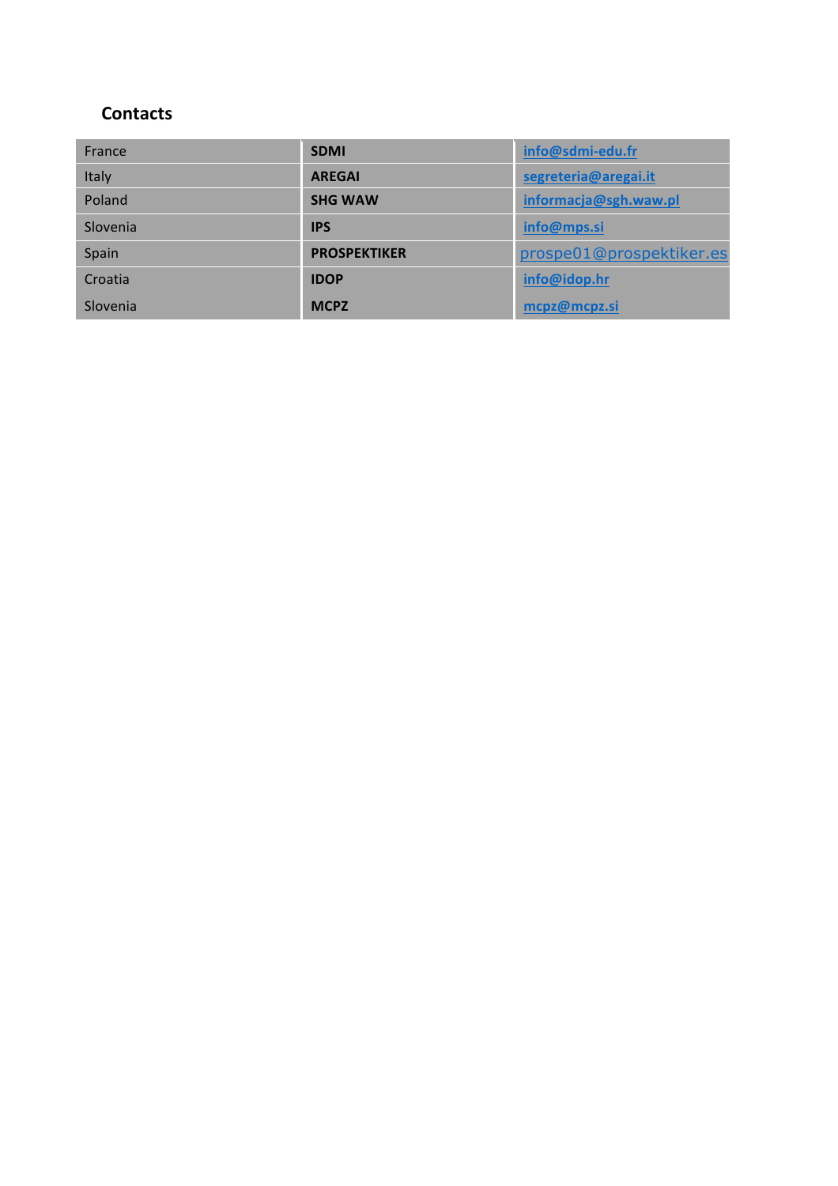## Contacts

| | | |
|---|---|---|
| France | **SDMI** | info@sdmi-edu.fr |
| Italy | **AREGAI** | segreteria@aregai.it |
| Poland | **SHG WAW** | informacja@sgh.waw.pl |
| Slovenia | **IPS** | info@mps.si |
| Spain | **PROSPEKTIKER** | prospe01@prospektiker.es |
| Croatia | **IDOP** | info@idop.hr |
| Slovenia | **MCPZ** | mcpz@mcpz.si |